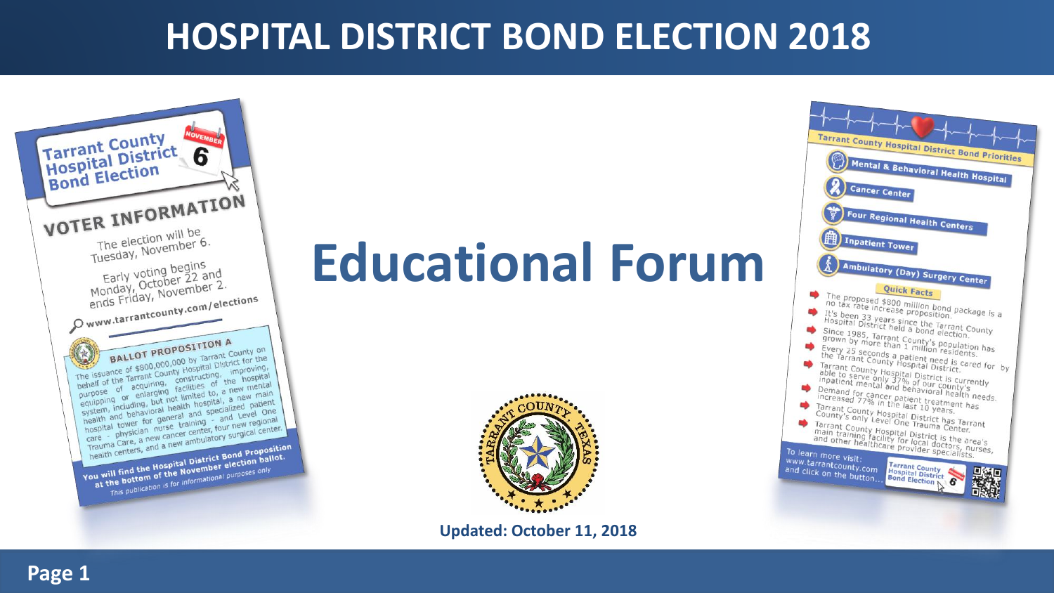# HOSPITAL DISTRICT BOND ELECTION 2018

## Tarrant County Hospital District Bond Election

NOVEMBER 6

### VOTER INFORMATION

The election will be Tuesday, November 6.

Early voting begins Monday, October 22 and ends Friday, November 2.

www.tarrantcounty.com/elections

**BALLOT PROPOSITION A**

The issuance of $800,000,000 by Tarrant County on behalf of the Tarrant County Hospital District for the purpose of acquiring, constructing, improving, equipping or enlarging facilities of the hospital system, including, but not limited to, a new mental health and behavioral health hospital, a new main hospital tower for general and specialized patient care - physician nurse training - and Level One Trauma Care, a new cancer center, four new regional health centers, and a new ambulatory surgical center.

**You will find the Hospital District Bond Proposition at the bottom of the November election ballot.**

*This publication is for informational purposes only*

# Educational Forum

**Updated: October 11, 2018**

## Tarrant County Hospital District Bond Priorities

- Mental & Behavioral Health Hospital
- Cancer Center
- Four Regional Health Centers
- Inpatient Tower
- Ambulatory (Day) Surgery Center

### Quick Facts

- The proposed $800 million bond package is a no tax rate increase proposition.
- It's been 33 years since the Tarrant County Hospital District held a bond election.
- Since 1985, Tarrant County's population has grown by more than 1 million residents.
- Every 25 seconds a patient need is cared for by the Tarrant County Hospital District.
- Tarrant County Hospital District is currently able to serve only 37% of our county's inpatient mental and behavioral health needs.
- Demand for cancer patient treatment has increased 77% in the last 10 years.
- Tarrant County Hospital District has Tarrant County's only Level One Trauma Center.
- Tarrant County Hospital District is the area's main training facility for local doctors, nurses, and other healthcare provider specialists.

To learn more visit: www.tarrantcounty.com and click on the button...

Tarrant County Hospital District Bond Election 6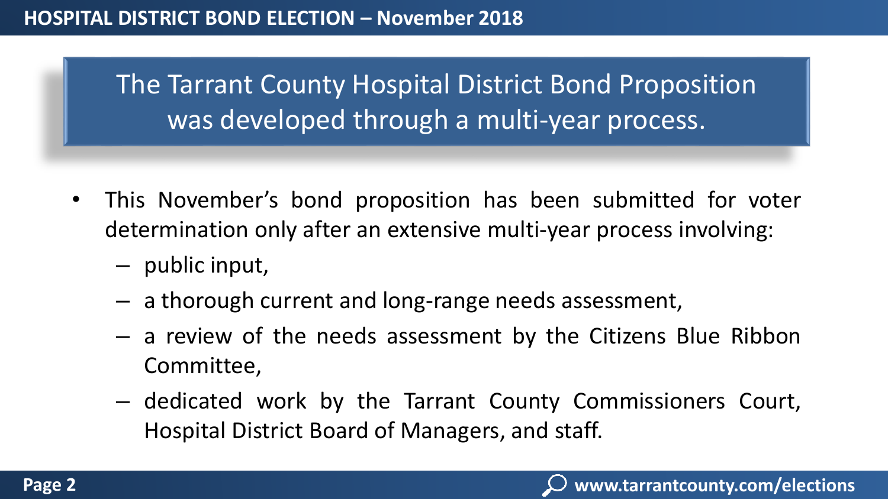## The Tarrant County Hospital District Bond Proposition was developed through a multi-year process.

- This November's bond proposition has been submitted for voter determination only after an extensive multi-year process involving:
  - public input,
  - a thorough current and long-range needs assessment,
  - a review of the needs assessment by the Citizens Blue Ribbon Committee,
  - dedicated work by the Tarrant County Commissioners Court, Hospital District Board of Managers, and staff.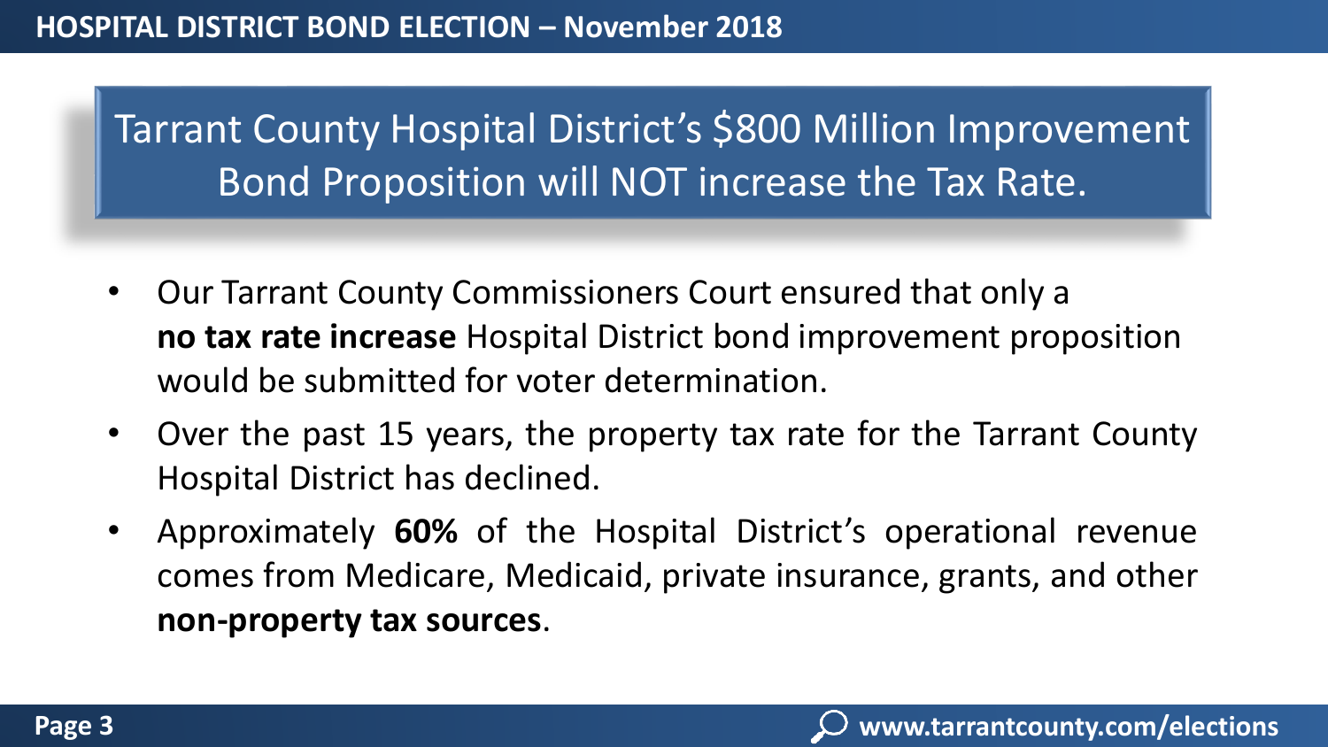# Tarrant County Hospital District's $800 Million Improvement Bond Proposition will NOT increase the Tax Rate.

- Our Tarrant County Commissioners Court ensured that only a **no tax rate increase** Hospital District bond improvement proposition would be submitted for voter determination.
- Over the past 15 years, the property tax rate for the Tarrant County Hospital District has declined.
- Approximately **60%** of the Hospital District's operational revenue comes from Medicare, Medicaid, private insurance, grants, and other **non-property tax sources**.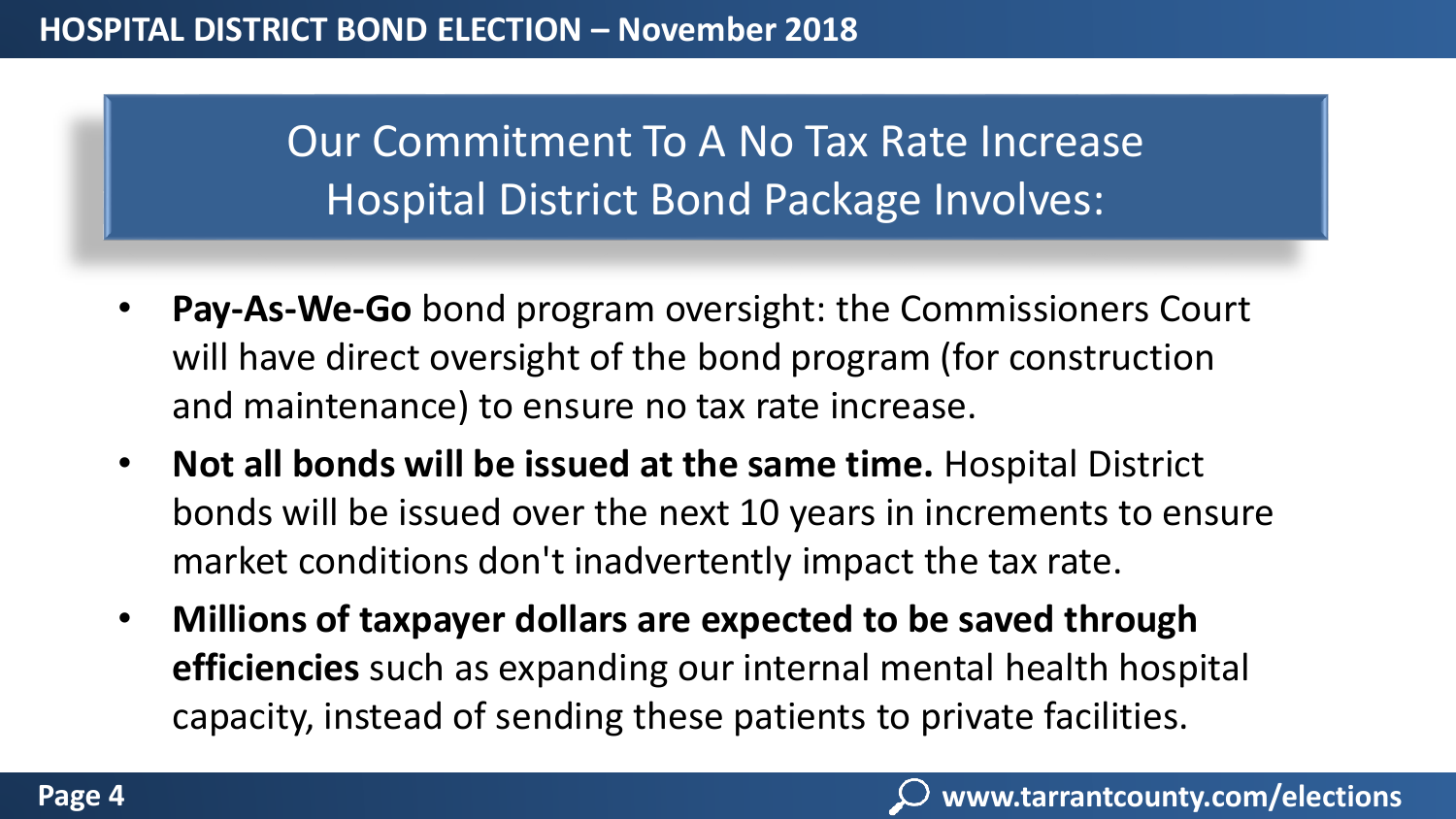## Our Commitment To A No Tax Rate Increase Hospital District Bond Package Involves:

- **Pay-As-We-Go** bond program oversight: the Commissioners Court will have direct oversight of the bond program (for construction and maintenance) to ensure no tax rate increase.
- **Not all bonds will be issued at the same time.** Hospital District bonds will be issued over the next 10 years in increments to ensure market conditions don't inadvertently impact the tax rate.
- **Millions of taxpayer dollars are expected to be saved through efficiencies** such as expanding our internal mental health hospital capacity, instead of sending these patients to private facilities.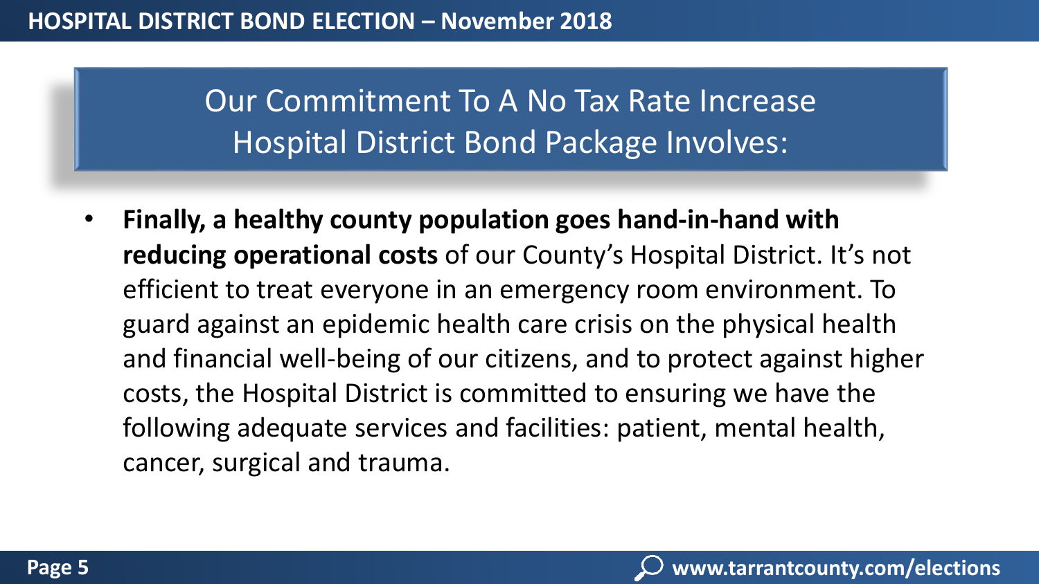## Our Commitment To A No Tax Rate Increase Hospital District Bond Package Involves:

- **Finally, a healthy county population goes hand-in-hand with reducing operational costs** of our County's Hospital District. It's not efficient to treat everyone in an emergency room environment. To guard against an epidemic health care crisis on the physical health and financial well-being of our citizens, and to protect against higher costs, the Hospital District is committed to ensuring we have the following adequate services and facilities: patient, mental health, cancer, surgical and trauma.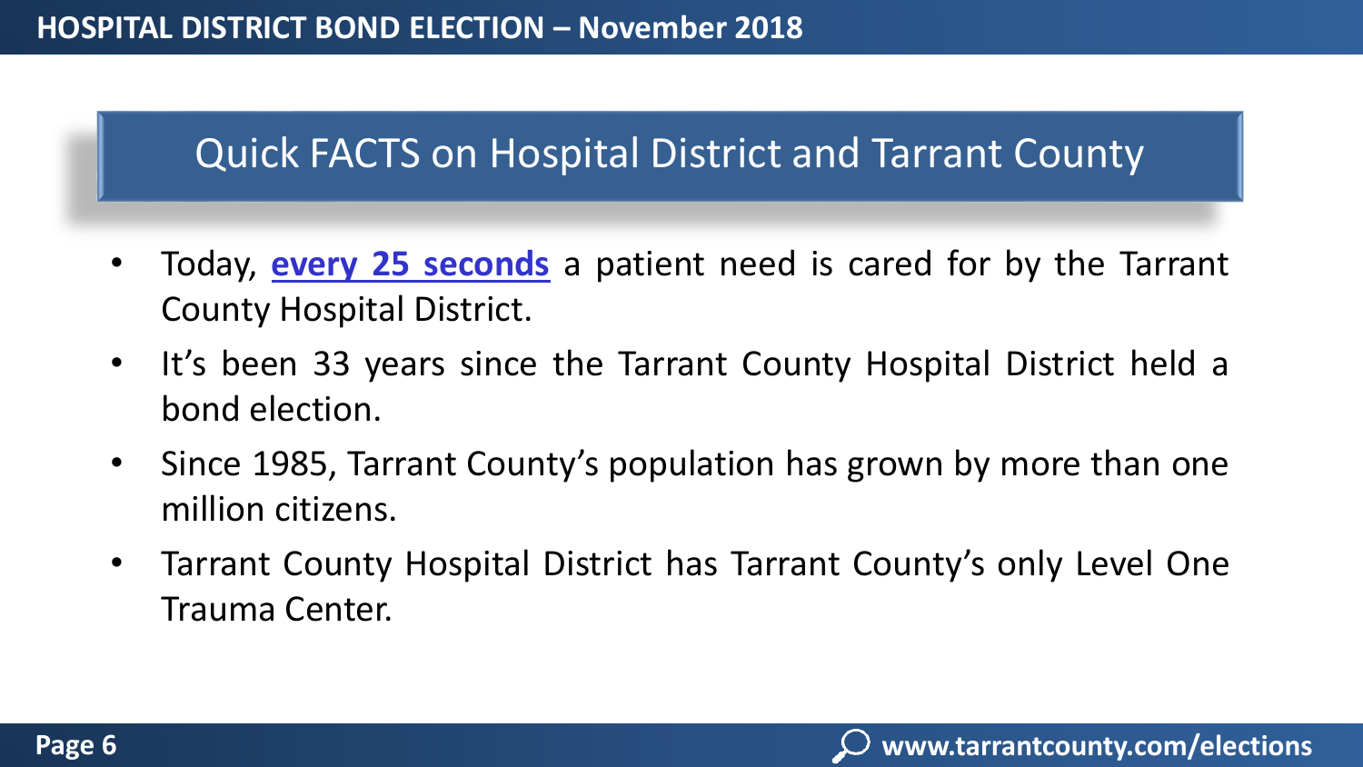## Quick FACTS on Hospital District and Tarrant County

- Today, **every 25 seconds** a patient need is cared for by the Tarrant County Hospital District.
- It's been 33 years since the Tarrant County Hospital District held a bond election.
- Since 1985, Tarrant County's population has grown by more than one million citizens.
- Tarrant County Hospital District has Tarrant County's only Level One Trauma Center.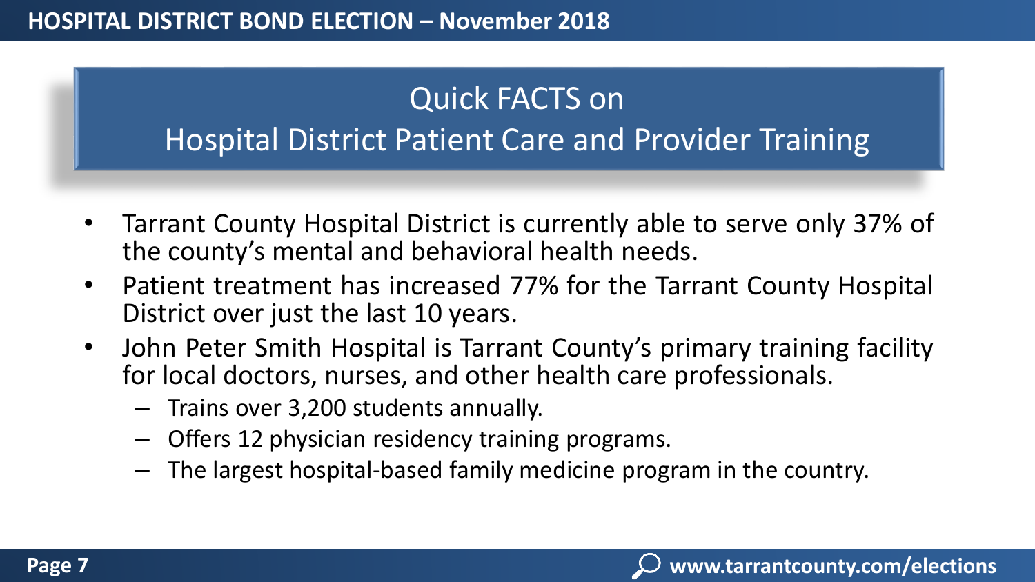# Quick FACTS on Hospital District Patient Care and Provider Training

- Tarrant County Hospital District is currently able to serve only 37% of the county's mental and behavioral health needs.
- Patient treatment has increased 77% for the Tarrant County Hospital District over just the last 10 years.
- John Peter Smith Hospital is Tarrant County's primary training facility for local doctors, nurses, and other health care professionals.
  - Trains over 3,200 students annually.
  - Offers 12 physician residency training programs.
  - The largest hospital-based family medicine program in the country.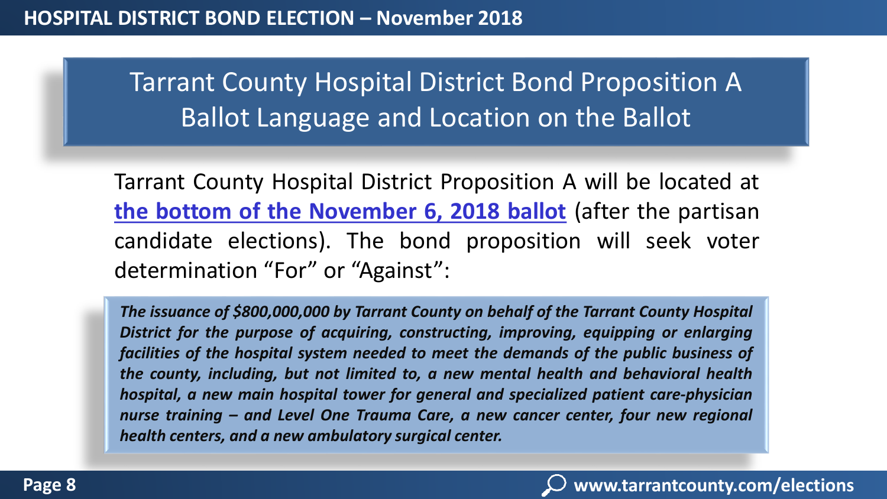# Tarrant County Hospital District Bond Proposition A Ballot Language and Location on the Ballot

Tarrant County Hospital District Proposition A will be located at **the bottom of the November 6, 2018 ballot** (after the partisan candidate elections). The bond proposition will seek voter determination "For" or "Against":

> ***The issuance of $800,000,000 by Tarrant County on behalf of the Tarrant County Hospital District for the purpose of acquiring, constructing, improving, equipping or enlarging facilities of the hospital system needed to meet the demands of the public business of the county, including, but not limited to, a new mental health and behavioral health hospital, a new main hospital tower for general and specialized patient care-physician nurse training – and Level One Trauma Care, a new cancer center, four new regional health centers, and a new ambulatory surgical center.***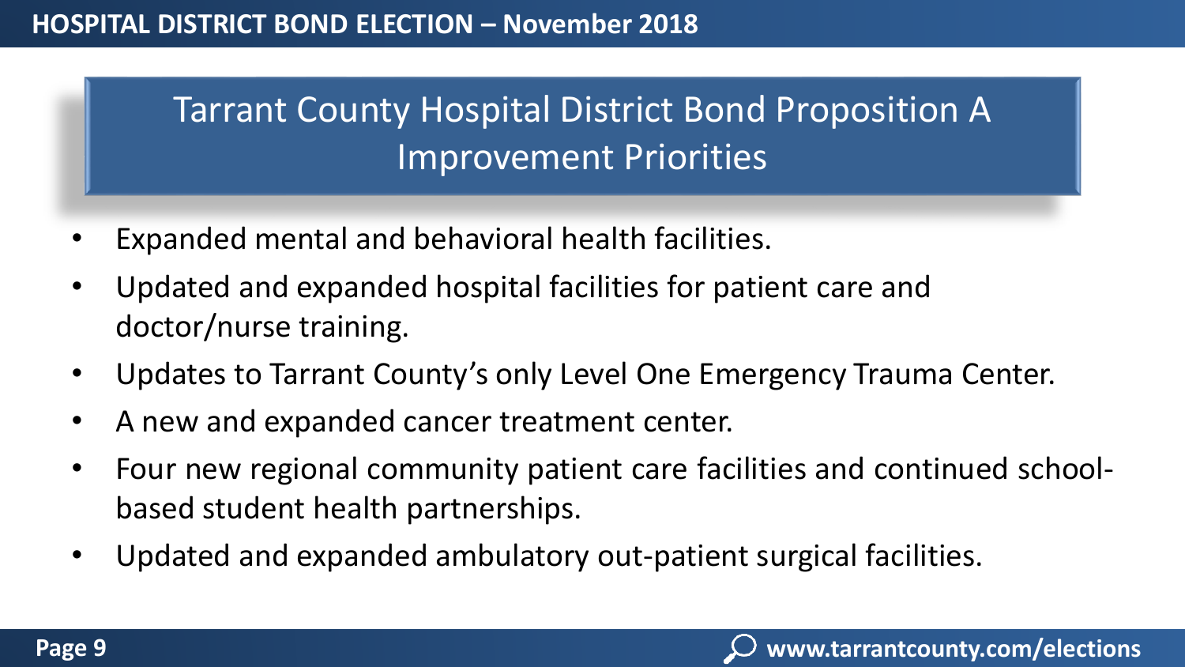# Tarrant County Hospital District Bond Proposition A Improvement Priorities

- Expanded mental and behavioral health facilities.
- Updated and expanded hospital facilities for patient care and doctor/nurse training.
- Updates to Tarrant County's only Level One Emergency Trauma Center.
- A new and expanded cancer treatment center.
- Four new regional community patient care facilities and continued school-based student health partnerships.
- Updated and expanded ambulatory out-patient surgical facilities.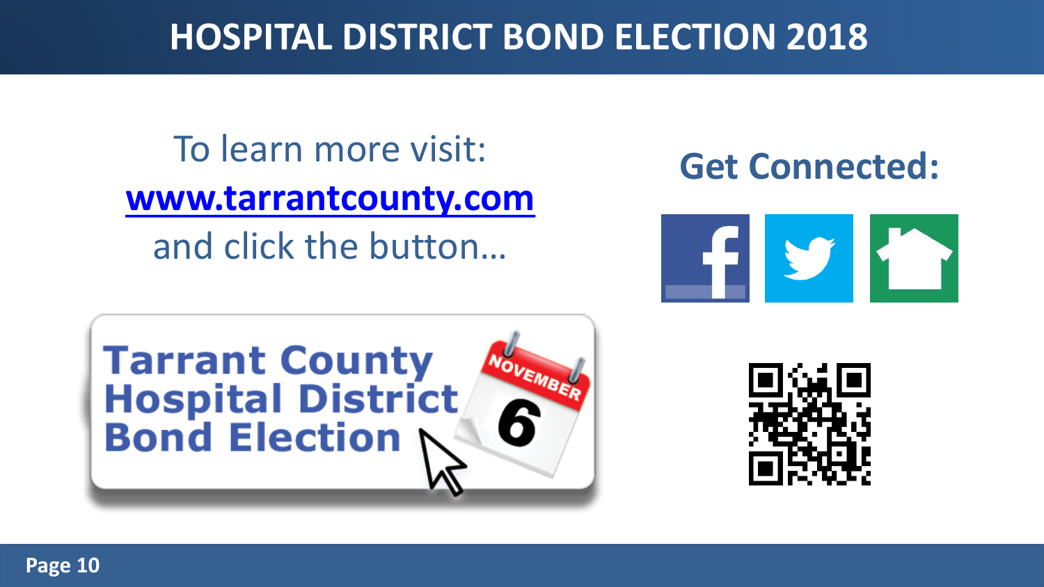# HOSPITAL DISTRICT BOND ELECTION 2018

To learn more visit:

**www.tarrantcounty.com**

and click the button…

**Tarrant County Hospital District Bond Election**

NOVEMBER 6

**Get Connected:**